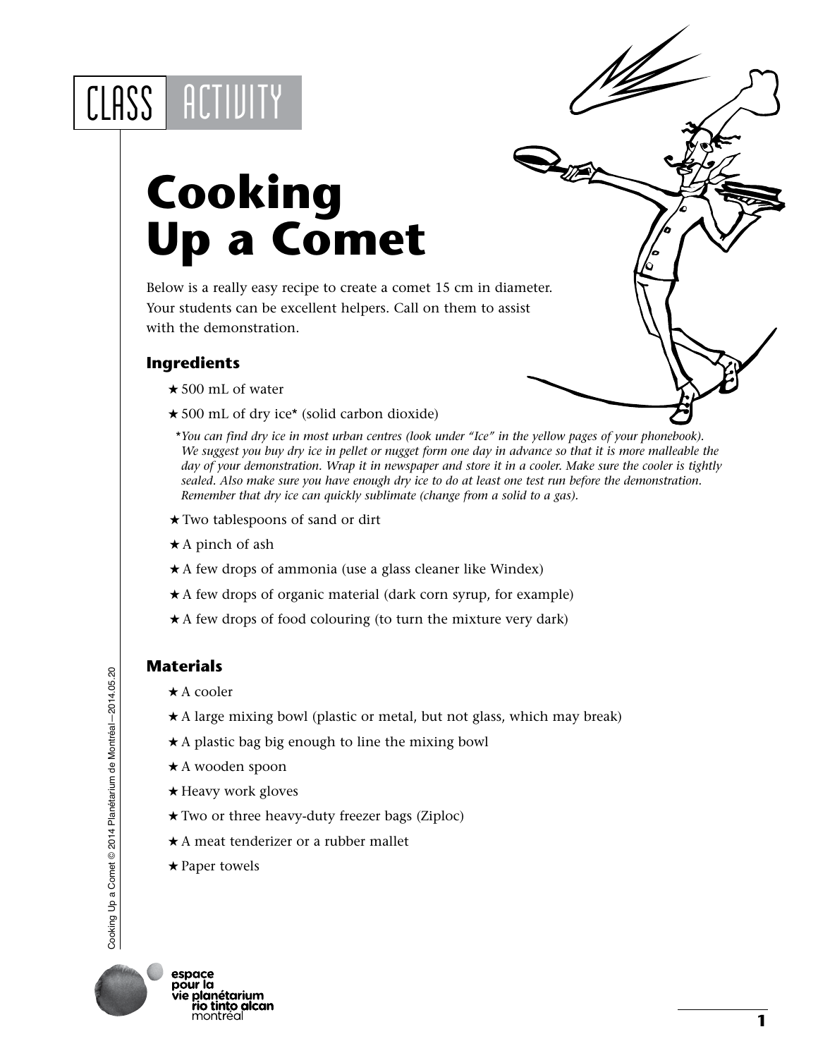CLASS ACTIVITY

# Cooking Up a Comet

Below is a really easy recipe to create a comet 15 cm in diameter. Your students can be excellent helpers. Call on them to assist with the demonstration.

### Ingredients

- ★ 500 mL of water
- ★ 500 mL of dry ice* (solid carbon dioxide)

  **You can find dry ice in most urban centres (look under "Ice" in the yellow pages of your phonebook). We suggest you buy dry ice in pellet or nugget form one day in advance so that it is more malleable the day of your demonstration. Wrap it in newspaper and store it in a cooler. Make sure the cooler is tightly sealed. Also make sure you have enough dry ice to do at least one test run before the demonstration. Remember that dry ice can quickly sublimate (change from a solid to a gas).*

- ★ Two tablespoons of sand or dirt
- ★ A pinch of ash
- ★ A few drops of ammonia (use a glass cleaner like Windex)
- ★ A few drops of organic material (dark corn syrup, for example)
- ★ A few drops of food colouring (to turn the mixture very dark)

### Materials

- ★ A cooler
- ★ A large mixing bowl (plastic or metal, but not glass, which may break)
- ★ A plastic bag big enough to line the mixing bowl
- ★ A wooden spoon
- ★ Heavy work gloves
- ★ Two or three heavy-duty freezer bags (Ziploc)
- ★ A meat tenderizer or a rubber mallet
- ★ Paper towels

Cooking Up a Comet © 2014 Planétarium de Montréal—2014.05.20

espace pour la vie planétarium rio tinto alcan montréal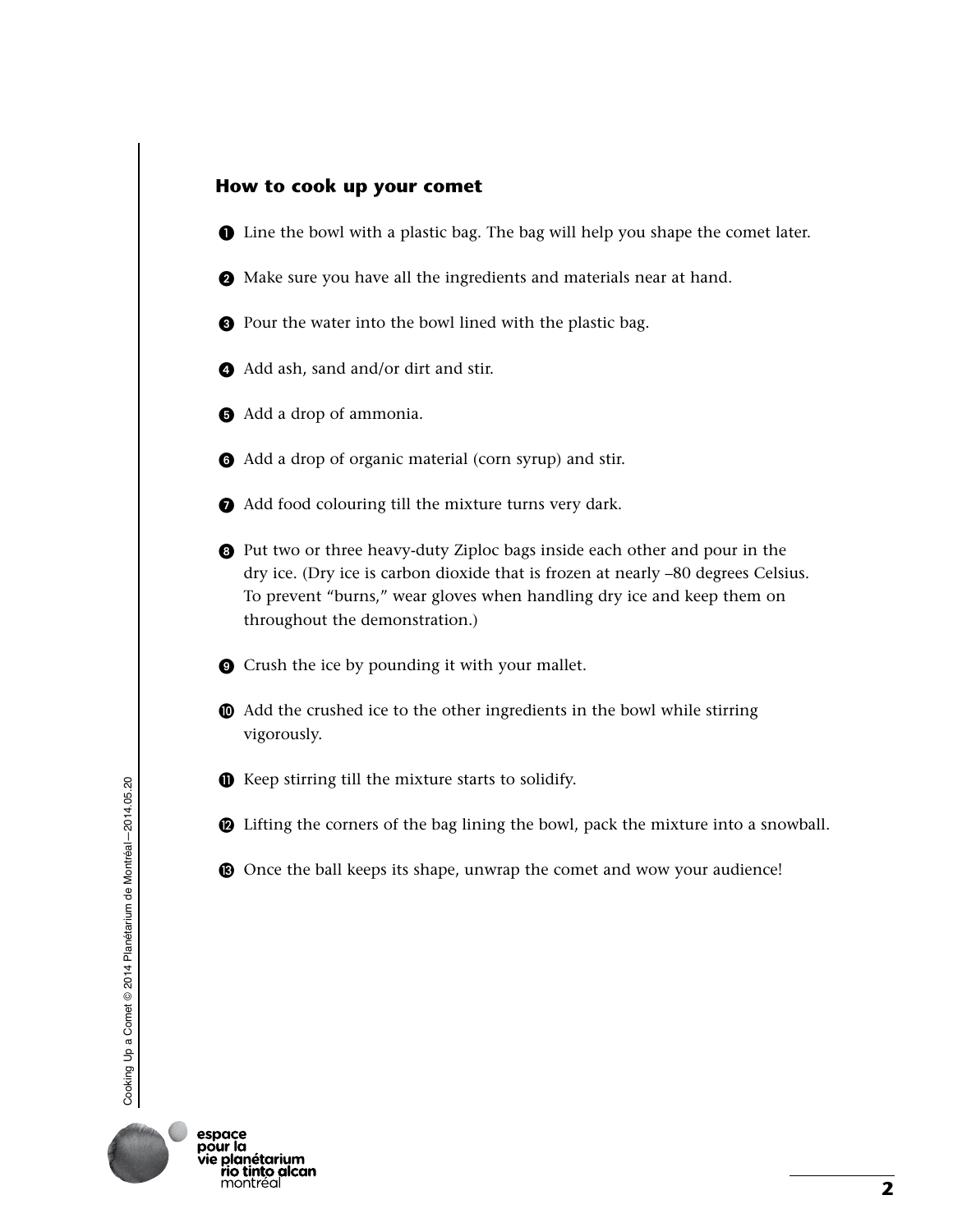### How to cook up your comet

1. Line the bowl with a plastic bag. The bag will help you shape the comet later.
2. Make sure you have all the ingredients and materials near at hand.
3. Pour the water into the bowl lined with the plastic bag.
4. Add ash, sand and/or dirt and stir.
5. Add a drop of ammonia.
6. Add a drop of organic material (corn syrup) and stir.
7. Add food colouring till the mixture turns very dark.
8. Put two or three heavy-duty Ziploc bags inside each other and pour in the dry ice. (Dry ice is carbon dioxide that is frozen at nearly –80 degrees Celsius. To prevent "burns," wear gloves when handling dry ice and keep them on throughout the demonstration.)
9. Crush the ice by pounding it with your mallet.
10. Add the crushed ice to the other ingredients in the bowl while stirring vigorously.
11. Keep stirring till the mixture starts to solidify.
12. Lifting the corners of the bag lining the bowl, pack the mixture into a snowball.
13. Once the ball keeps its shape, unwrap the comet and wow your audience!